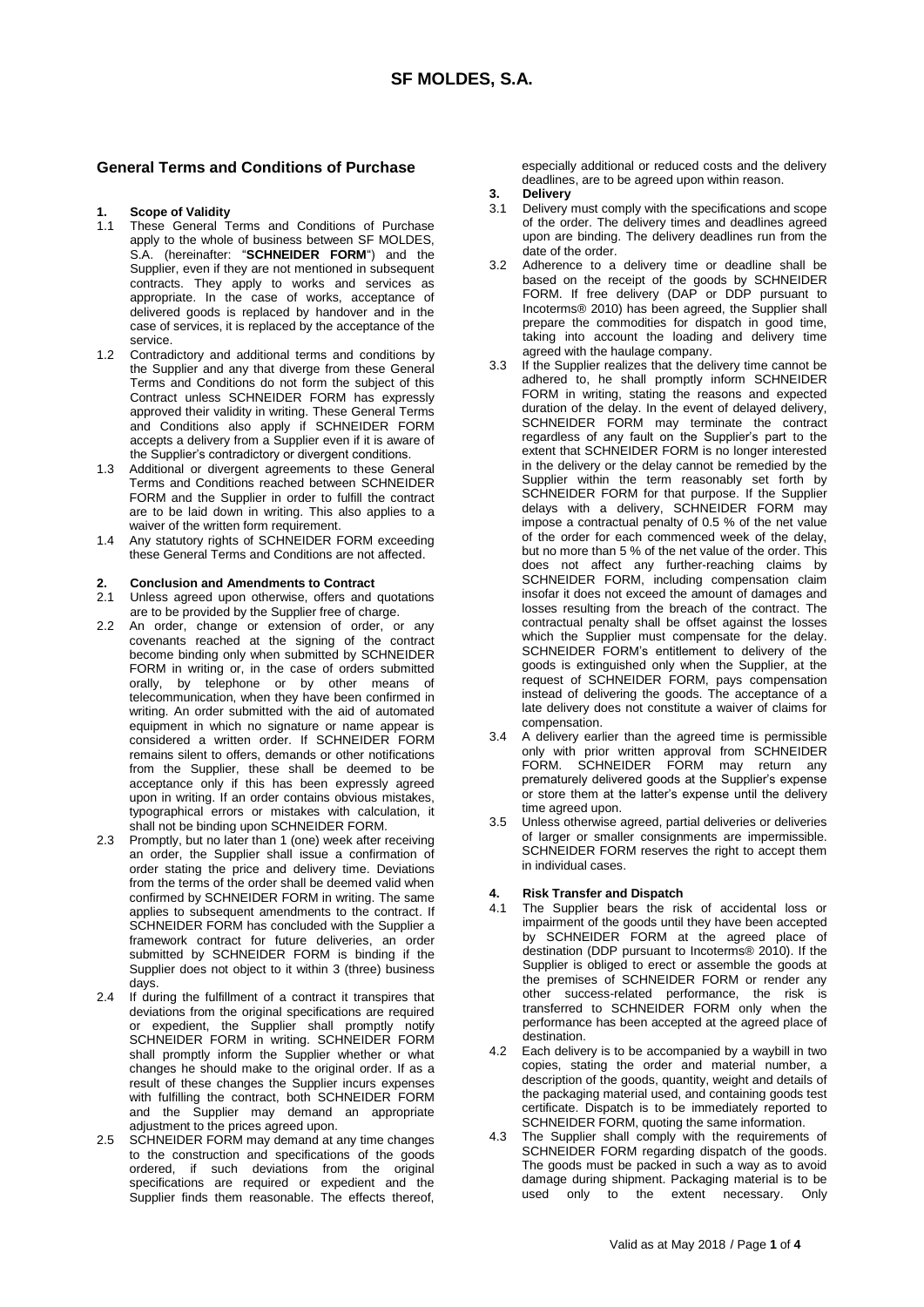// Page 1

# SF MOLDES, S.A.

## General Terms and Conditions of Purchase

### 1. Scope of Validity

1.1 These General Terms and Conditions of Purchase apply to the whole of business between SF MOLDES, S.A. (hereinafter: "**SCHNEIDER FORM**") and the Supplier, even if they are not mentioned in subsequent contracts. They apply to works and services as appropriate. In the case of works, acceptance of delivered goods is replaced by handover and in the case of services, it is replaced by the acceptance of the service.

1.2 Contradictory and additional terms and conditions by the Supplier and any that diverge from these General Terms and Conditions do not form the subject of this Contract unless SCHNEIDER FORM has expressly approved their validity in writing. These General Terms and Conditions also apply if SCHNEIDER FORM accepts a delivery from a Supplier even if it is aware of the Supplier's contradictory or divergent conditions.

1.3 Additional or divergent agreements to these General Terms and Conditions reached between SCHNEIDER FORM and the Supplier in order to fulfill the contract are to be laid down in writing. This also applies to a waiver of the written form requirement.

1.4 Any statutory rights of SCHNEIDER FORM exceeding these General Terms and Conditions are not affected.

### 2. Conclusion and Amendments to Contract

2.1 Unless agreed upon otherwise, offers and quotations are to be provided by the Supplier free of charge.

2.2 An order, change or extension of order, or any covenants reached at the signing of the contract become binding only when submitted by SCHNEIDER FORM in writing or, in the case of orders submitted orally, by telephone or by other means of telecommunication, when they have been confirmed in writing. An order submitted with the aid of automated equipment in which no signature or name appear is considered a written order. If SCHNEIDER FORM remains silent to offers, demands or other notifications from the Supplier, these shall be deemed to be acceptance only if this has been expressly agreed upon in writing. If an order contains obvious mistakes, typographical errors or mistakes with calculation, it shall not be binding upon SCHNEIDER FORM.

2.3 Promptly, but no later than 1 (one) week after receiving an order, the Supplier shall issue a confirmation of order stating the price and delivery time. Deviations from the terms of the order shall be deemed valid when confirmed by SCHNEIDER FORM in writing. The same applies to subsequent amendments to the contract. If SCHNEIDER FORM has concluded with the Supplier a framework contract for future deliveries, an order submitted by SCHNEIDER FORM is binding if the Supplier does not object to it within 3 (three) business days.

2.4 If during the fulfillment of a contract it transpires that deviations from the original specifications are required or expedient, the Supplier shall promptly notify SCHNEIDER FORM in writing. SCHNEIDER FORM shall promptly inform the Supplier whether or what changes he should make to the original order. If as a result of these changes the Supplier incurs expenses with fulfilling the contract, both SCHNEIDER FORM and the Supplier may demand an appropriate adjustment to the prices agreed upon.

2.5 SCHNEIDER FORM may demand at any time changes to the construction and specifications of the goods ordered, if such deviations from the original specifications are required or expedient and the Supplier finds them reasonable. The effects thereof, especially additional or reduced costs and the delivery deadlines, are to be agreed upon within reason.

### 3. Delivery

3.1 Delivery must comply with the specifications and scope of the order. The delivery times and deadlines agreed upon are binding. The delivery deadlines run from the date of the order.

3.2 Adherence to a delivery time or deadline shall be based on the receipt of the goods by SCHNEIDER FORM. If free delivery (DAP or DDP pursuant to Incoterms® 2010) has been agreed, the Supplier shall prepare the commodities for dispatch in good time, taking into account the loading and delivery time agreed with the haulage company.

3.3 If the Supplier realizes that the delivery time cannot be adhered to, he shall promptly inform SCHNEIDER FORM in writing, stating the reasons and expected duration of the delay. In the event of delayed delivery, SCHNEIDER FORM may terminate the contract regardless of any fault on the Supplier's part to the extent that SCHNEIDER FORM is no longer interested in the delivery or the delay cannot be remedied by the Supplier within the term reasonably set forth by SCHNEIDER FORM for that purpose. If the Supplier delays with a delivery, SCHNEIDER FORM may impose a contractual penalty of 0.5 % of the net value of the order for each commenced week of the delay, but no more than 5 % of the net value of the order. This does not affect any further-reaching claims by SCHNEIDER FORM, including compensation claim insofar it does not exceed the amount of damages and losses resulting from the breach of the contract. The contractual penalty shall be offset against the losses which the Supplier must compensate for the delay. SCHNEIDER FORM's entitlement to delivery of the goods is extinguished only when the Supplier, at the request of SCHNEIDER FORM, pays compensation instead of delivering the goods. The acceptance of a late delivery does not constitute a waiver of claims for compensation.

3.4 A delivery earlier than the agreed time is permissible only with prior written approval from SCHNEIDER FORM. SCHNEIDER FORM may return any prematurely delivered goods at the Supplier's expense or store them at the latter's expense until the delivery time agreed upon.

3.5 Unless otherwise agreed, partial deliveries or deliveries of larger or smaller consignments are impermissible. SCHNEIDER FORM reserves the right to accept them in individual cases.

### 4. Risk Transfer and Dispatch

4.1 The Supplier bears the risk of accidental loss or impairment of the goods until they have been accepted by SCHNEIDER FORM at the agreed place of destination (DDP pursuant to Incoterms® 2010). If the Supplier is obliged to erect or assemble the goods at the premises of SCHNEIDER FORM or render any other success-related performance, the risk is transferred to SCHNEIDER FORM only when the performance has been accepted at the agreed place of destination.

4.2 Each delivery is to be accompanied by a waybill in two copies, stating the order and material number, a description of the goods, quantity, weight and details of the packaging material used, and containing goods test certificate. Dispatch is to be immediately reported to SCHNEIDER FORM, quoting the same information.

4.3 The Supplier shall comply with the requirements of SCHNEIDER FORM regarding dispatch of the goods. The goods must be packed in such a way as to avoid damage during shipment. Packaging material is to be used only to the extent necessary. Only

Valid as at May 2018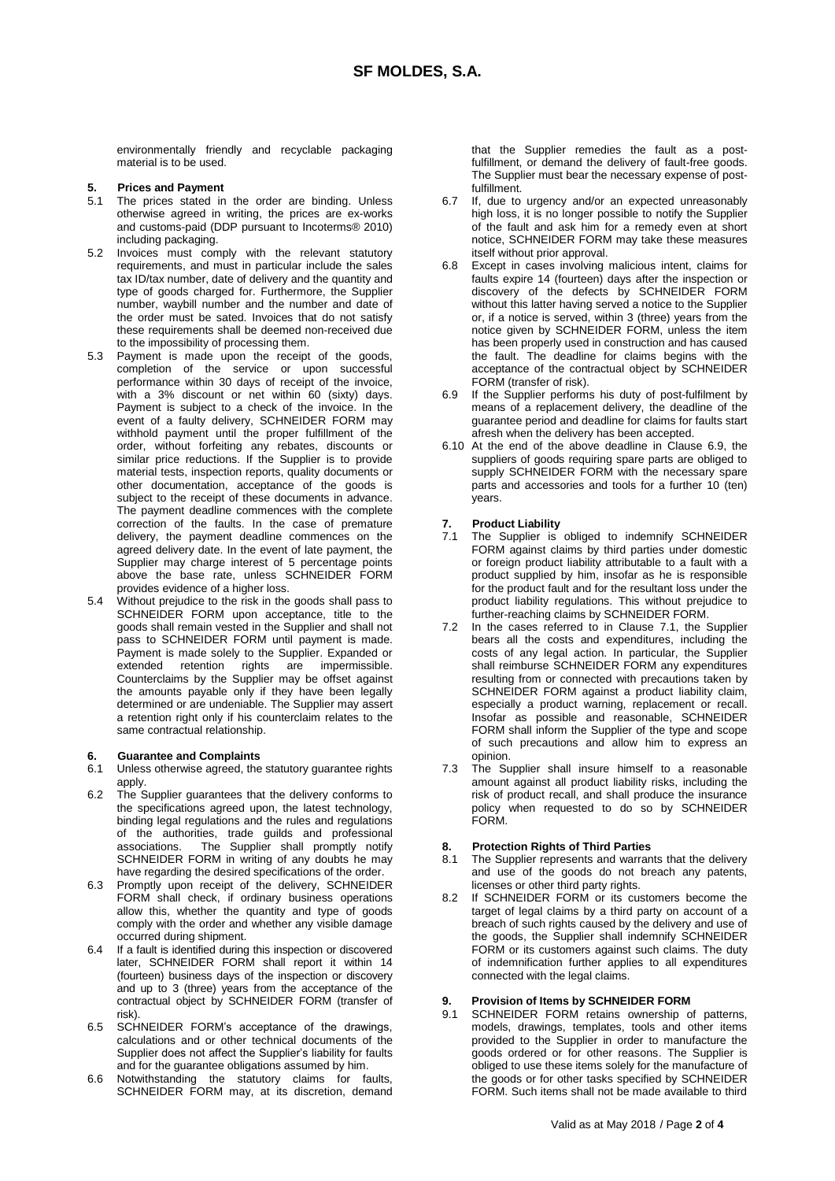environmentally friendly and recyclable packaging material is to be used.

## 5. Prices and Payment

5.1 The prices stated in the order are binding. Unless otherwise agreed in writing, the prices are ex-works and customs-paid (DDP pursuant to Incoterms® 2010) including packaging.

5.2 Invoices must comply with the relevant statutory requirements, and must in particular include the sales tax ID/tax number, date of delivery and the quantity and type of goods charged for. Furthermore, the Supplier number, waybill number and the number and date of the order must be sated. Invoices that do not satisfy these requirements shall be deemed non-received due to the impossibility of processing them.

5.3 Payment is made upon the receipt of the goods, completion of the service or upon successful performance within 30 days of receipt of the invoice, with a 3% discount or net within 60 (sixty) days. Payment is subject to a check of the invoice. In the event of a faulty delivery, SCHNEIDER FORM may withhold payment until the proper fulfillment of the order, without forfeiting any rebates, discounts or similar price reductions. If the Supplier is to provide material tests, inspection reports, quality documents or other documentation, acceptance of the goods is subject to the receipt of these documents in advance. The payment deadline commences with the complete correction of the faults. In the case of premature delivery, the payment deadline commences on the agreed delivery date. In the event of late payment, the Supplier may charge interest of 5 percentage points above the base rate, unless SCHNEIDER FORM provides evidence of a higher loss.

5.4 Without prejudice to the risk in the goods shall pass to SCHNEIDER FORM upon acceptance, title to the goods shall remain vested in the Supplier and shall not pass to SCHNEIDER FORM until payment is made. Payment is made solely to the Supplier. Expanded or extended retention rights are impermissible. Counterclaims by the Supplier may be offset against the amounts payable only if they have been legally determined or are undeniable. The Supplier may assert a retention right only if his counterclaim relates to the same contractual relationship.

## 6. Guarantee and Complaints

6.1 Unless otherwise agreed, the statutory guarantee rights apply.

6.2 The Supplier guarantees that the delivery conforms to the specifications agreed upon, the latest technology, binding legal regulations and the rules and regulations of the authorities, trade guilds and professional associations. The Supplier shall promptly notify SCHNEIDER FORM in writing of any doubts he may have regarding the desired specifications of the order.

6.3 Promptly upon receipt of the delivery, SCHNEIDER FORM shall check, if ordinary business operations allow this, whether the quantity and type of goods comply with the order and whether any visible damage occurred during shipment.

6.4 If a fault is identified during this inspection or discovered later, SCHNEIDER FORM shall report it within 14 (fourteen) business days of the inspection or discovery and up to 3 (three) years from the acceptance of the contractual object by SCHNEIDER FORM (transfer of risk).

6.5 SCHNEIDER FORM's acceptance of the drawings, calculations and or other technical documents of the Supplier does not affect the Supplier's liability for faults and for the guarantee obligations assumed by him.

6.6 Notwithstanding the statutory claims for faults, SCHNEIDER FORM may, at its discretion, demand that the Supplier remedies the fault as a post-fulfillment, or demand the delivery of fault-free goods. The Supplier must bear the necessary expense of post-fulfillment.

6.7 If, due to urgency and/or an expected unreasonably high loss, it is no longer possible to notify the Supplier of the fault and ask him for a remedy even at short notice, SCHNEIDER FORM may take these measures itself without prior approval.

6.8 Except in cases involving malicious intent, claims for faults expire 14 (fourteen) days after the inspection or discovery of the defects by SCHNEIDER FORM without this latter having served a notice to the Supplier or, if a notice is served, within 3 (three) years from the notice given by SCHNEIDER FORM, unless the item has been properly used in construction and has caused the fault. The deadline for claims begins with the acceptance of the contractual object by SCHNEIDER FORM (transfer of risk).

6.9 If the Supplier performs his duty of post-fulfilment by means of a replacement delivery, the deadline of the guarantee period and deadline for claims for faults start afresh when the delivery has been accepted.

6.10 At the end of the above deadline in Clause 6.9, the suppliers of goods requiring spare parts are obliged to supply SCHNEIDER FORM with the necessary spare parts and accessories and tools for a further 10 (ten) years.

## 7. Product Liability

7.1 The Supplier is obliged to indemnify SCHNEIDER FORM against claims by third parties under domestic or foreign product liability attributable to a fault with a product supplied by him, insofar as he is responsible for the product fault and for the resultant loss under the product liability regulations. This without prejudice to further-reaching claims by SCHNEIDER FORM.

7.2 In the cases referred to in Clause 7.1, the Supplier bears all the costs and expenditures, including the costs of any legal action. In particular, the Supplier shall reimburse SCHNEIDER FORM any expenditures resulting from or connected with precautions taken by SCHNEIDER FORM against a product liability claim, especially a product warning, replacement or recall. Insofar as possible and reasonable, SCHNEIDER FORM shall inform the Supplier of the type and scope of such precautions and allow him to express an opinion.

7.3 The Supplier shall insure himself to a reasonable amount against all product liability risks, including the risk of product recall, and shall produce the insurance policy when requested to do so by SCHNEIDER FORM.

## 8. Protection Rights of Third Parties

8.1 The Supplier represents and warrants that the delivery and use of the goods do not breach any patents, licenses or other third party rights.

8.2 If SCHNEIDER FORM or its customers become the target of legal claims by a third party on account of a breach of such rights caused by the delivery and use of the goods, the Supplier shall indemnify SCHNEIDER FORM or its customers against such claims. The duty of indemnification further applies to all expenditures connected with the legal claims.

## 9. Provision of Items by SCHNEIDER FORM

9.1 SCHNEIDER FORM retains ownership of patterns, models, drawings, templates, tools and other items provided to the Supplier in order to manufacture the goods ordered or for other reasons. The Supplier is obliged to use these items solely for the manufacture of the goods or for other tasks specified by SCHNEIDER FORM. Such items shall not be made available to third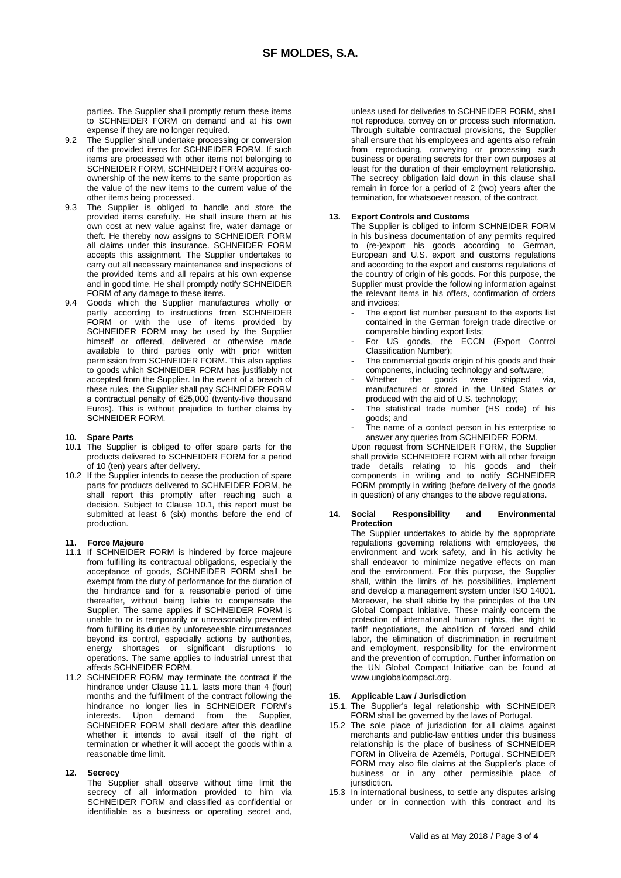parties. The Supplier shall promptly return these items to SCHNEIDER FORM on demand and at his own expense if they are no longer required.

9.2 The Supplier shall undertake processing or conversion of the provided items for SCHNEIDER FORM. If such items are processed with other items not belonging to SCHNEIDER FORM, SCHNEIDER FORM acquires co-ownership of the new items to the same proportion as the value of the new items to the current value of the other items being processed.

9.3 The Supplier is obliged to handle and store the provided items carefully. He shall insure them at his own cost at new value against fire, water damage or theft. He thereby now assigns to SCHNEIDER FORM all claims under this insurance. SCHNEIDER FORM accepts this assignment. The Supplier undertakes to carry out all necessary maintenance and inspections of the provided items and all repairs at his own expense and in good time. He shall promptly notify SCHNEIDER FORM of any damage to these items.

9.4 Goods which the Supplier manufactures wholly or partly according to instructions from SCHNEIDER FORM or with the use of items provided by SCHNEIDER FORM may be used by the Supplier himself or offered, delivered or otherwise made available to third parties only with prior written permission from SCHNEIDER FORM. This also applies to goods which SCHNEIDER FORM has justifiably not accepted from the Supplier. In the event of a breach of these rules, the Supplier shall pay SCHNEIDER FORM a contractual penalty of €25,000 (twenty-five thousand Euros). This is without prejudice to further claims by SCHNEIDER FORM.

## 10. Spare Parts

10.1 The Supplier is obliged to offer spare parts for the products delivered to SCHNEIDER FORM for a period of 10 (ten) years after delivery.

10.2 If the Supplier intends to cease the production of spare parts for products delivered to SCHNEIDER FORM, he shall report this promptly after reaching such a decision. Subject to Clause 10.1, this report must be submitted at least 6 (six) months before the end of production.

## 11. Force Majeure

11.1 If SCHNEIDER FORM is hindered by force majeure from fulfilling its contractual obligations, especially the acceptance of goods, SCHNEIDER FORM shall be exempt from the duty of performance for the duration of the hindrance and for a reasonable period of time thereafter, without being liable to compensate the Supplier. The same applies if SCHNEIDER FORM is unable to or is temporarily or unreasonably prevented from fulfilling its duties by unforeseeable circumstances beyond its control, especially actions by authorities, energy shortages or significant disruptions to operations. The same applies to industrial unrest that affects SCHNEIDER FORM.

11.2 SCHNEIDER FORM may terminate the contract if the hindrance under Clause 11.1. lasts more than 4 (four) months and the fulfillment of the contract following the hindrance no longer lies in SCHNEIDER FORM's interests. Upon demand from the Supplier, SCHNEIDER FORM shall declare after this deadline whether it intends to avail itself of the right of termination or whether it will accept the goods within a reasonable time limit.

## 12. Secrecy

The Supplier shall observe without time limit the secrecy of all information provided to him via SCHNEIDER FORM and classified as confidential or identifiable as a business or operating secret and, unless used for deliveries to SCHNEIDER FORM, shall not reproduce, convey on or process such information. Through suitable contractual provisions, the Supplier shall ensure that his employees and agents also refrain from reproducing, conveying or processing such business or operating secrets for their own purposes at least for the duration of their employment relationship. The secrecy obligation laid down in this clause shall remain in force for a period of 2 (two) years after the termination, for whatsoever reason, of the contract.

## 13. Export Controls and Customs

The Supplier is obliged to inform SCHNEIDER FORM in his business documentation of any permits required to (re-)export his goods according to German, European and U.S. export and customs regulations and according to the export and customs regulations of the country of origin of his goods. For this purpose, the Supplier must provide the following information against the relevant items in his offers, confirmation of orders and invoices:

- The export list number pursuant to the exports list contained in the German foreign trade directive or comparable binding export lists;
- For US goods, the ECCN (Export Control Classification Number);
- The commercial goods origin of his goods and their components, including technology and software;
- Whether the goods were shipped via, manufactured or stored in the United States or produced with the aid of U.S. technology;
- The statistical trade number (HS code) of his goods; and
- The name of a contact person in his enterprise to answer any queries from SCHNEIDER FORM.

Upon request from SCHNEIDER FORM, the Supplier shall provide SCHNEIDER FORM with all other foreign trade details relating to his goods and their components in writing and to notify SCHNEIDER FORM promptly in writing (before delivery of the goods in question) of any changes to the above regulations.

## 14. Social Responsibility and Environmental Protection

The Supplier undertakes to abide by the appropriate regulations governing relations with employees, the environment and work safety, and in his activity he shall endeavor to minimize negative effects on man and the environment. For this purpose, the Supplier shall, within the limits of his possibilities, implement and develop a management system under ISO 14001. Moreover, he shall abide by the principles of the UN Global Compact Initiative. These mainly concern the protection of international human rights, the right to tariff negotiations, the abolition of forced and child labor, the elimination of discrimination in recruitment and employment, responsibility for the environment and the prevention of corruption. Further information on the UN Global Compact Initiative can be found at www.unglobalcompact.org.

## 15. Applicable Law / Jurisdiction

15.1. The Supplier's legal relationship with SCHNEIDER FORM shall be governed by the laws of Portugal.

15.2 The sole place of jurisdiction for all claims against merchants and public-law entities under this business relationship is the place of business of SCHNEIDER FORM in Oliveira de Azeméis, Portugal. SCHNEIDER FORM may also file claims at the Supplier's place of business or in any other permissible place of jurisdiction.

15.3 In international business, to settle any disputes arising under or in connection with this contract and its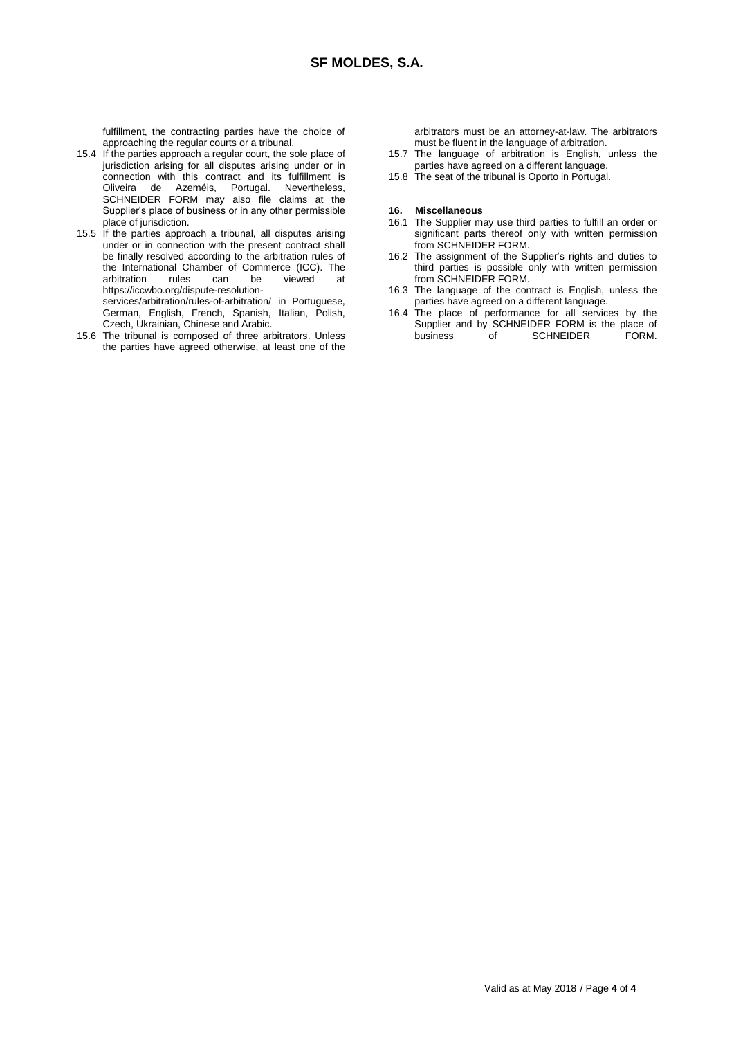fulfillment, the contracting parties have the choice of approaching the regular courts or a tribunal.

15.4 If the parties approach a regular court, the sole place of jurisdiction arising for all disputes arising under or in connection with this contract and its fulfillment is Oliveira de Azeméis, Portugal. Nevertheless, SCHNEIDER FORM may also file claims at the Supplier's place of business or in any other permissible place of jurisdiction.

15.5 If the parties approach a tribunal, all disputes arising under or in connection with the present contract shall be finally resolved according to the arbitration rules of the International Chamber of Commerce (ICC). The arbitration rules can be viewed at https://iccwbo.org/dispute-resolution-services/arbitration/rules-of-arbitration/ in Portuguese, German, English, French, Spanish, Italian, Polish, Czech, Ukrainian, Chinese and Arabic.

15.6 The tribunal is composed of three arbitrators. Unless the parties have agreed otherwise, at least one of the arbitrators must be an attorney-at-law. The arbitrators must be fluent in the language of arbitration.

15.7 The language of arbitration is English, unless the parties have agreed on a different language.

15.8 The seat of the tribunal is Oporto in Portugal.

## 16. Miscellaneous

16.1 The Supplier may use third parties to fulfill an order or significant parts thereof only with written permission from SCHNEIDER FORM.

16.2 The assignment of the Supplier's rights and duties to third parties is possible only with written permission from SCHNEIDER FORM.

16.3 The language of the contract is English, unless the parties have agreed on a different language.

16.4 The place of performance for all services by the Supplier and by SCHNEIDER FORM is the place of business of SCHNEIDER FORM.